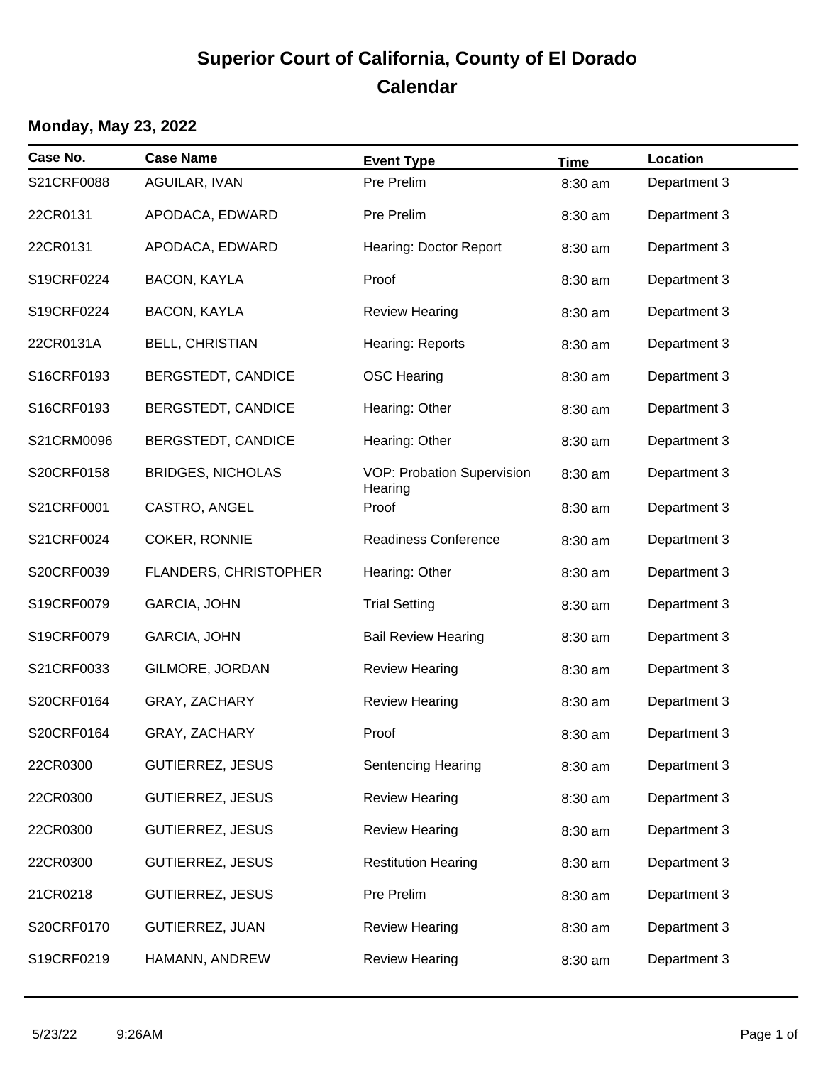# Superior Court of California, County of El Dorado
# Calendar

### Monday, May 23, 2022

| Case No. | Case Name | Event Type | Time | Location |
|---|---|---|---|---|
| S21CRF0088 | AGUILAR, IVAN | Pre Prelim | 8:30 am | Department 3 |
| 22CR0131 | APODACA, EDWARD | Pre Prelim | 8:30 am | Department 3 |
| 22CR0131 | APODACA, EDWARD | Hearing: Doctor Report | 8:30 am | Department 3 |
| S19CRF0224 | BACON, KAYLA | Proof | 8:30 am | Department 3 |
| S19CRF0224 | BACON, KAYLA | Review Hearing | 8:30 am | Department 3 |
| 22CR0131A | BELL, CHRISTIAN | Hearing: Reports | 8:30 am | Department 3 |
| S16CRF0193 | BERGSTEDT, CANDICE | OSC Hearing | 8:30 am | Department 3 |
| S16CRF0193 | BERGSTEDT, CANDICE | Hearing: Other | 8:30 am | Department 3 |
| S21CRM0096 | BERGSTEDT, CANDICE | Hearing: Other | 8:30 am | Department 3 |
| S20CRF0158 | BRIDGES, NICHOLAS | VOP: Probation Supervision Hearing | 8:30 am | Department 3 |
| S21CRF0001 | CASTRO, ANGEL | Proof | 8:30 am | Department 3 |
| S21CRF0024 | COKER, RONNIE | Readiness Conference | 8:30 am | Department 3 |
| S20CRF0039 | FLANDERS, CHRISTOPHER | Hearing: Other | 8:30 am | Department 3 |
| S19CRF0079 | GARCIA, JOHN | Trial Setting | 8:30 am | Department 3 |
| S19CRF0079 | GARCIA, JOHN | Bail Review Hearing | 8:30 am | Department 3 |
| S21CRF0033 | GILMORE, JORDAN | Review Hearing | 8:30 am | Department 3 |
| S20CRF0164 | GRAY, ZACHARY | Review Hearing | 8:30 am | Department 3 |
| S20CRF0164 | GRAY, ZACHARY | Proof | 8:30 am | Department 3 |
| 22CR0300 | GUTIERREZ, JESUS | Sentencing Hearing | 8:30 am | Department 3 |
| 22CR0300 | GUTIERREZ, JESUS | Review Hearing | 8:30 am | Department 3 |
| 22CR0300 | GUTIERREZ, JESUS | Review Hearing | 8:30 am | Department 3 |
| 22CR0300 | GUTIERREZ, JESUS | Restitution Hearing | 8:30 am | Department 3 |
| 21CR0218 | GUTIERREZ, JESUS | Pre Prelim | 8:30 am | Department 3 |
| S20CRF0170 | GUTIERREZ, JUAN | Review Hearing | 8:30 am | Department 3 |
| S19CRF0219 | HAMANN, ANDREW | Review Hearing | 8:30 am | Department 3 |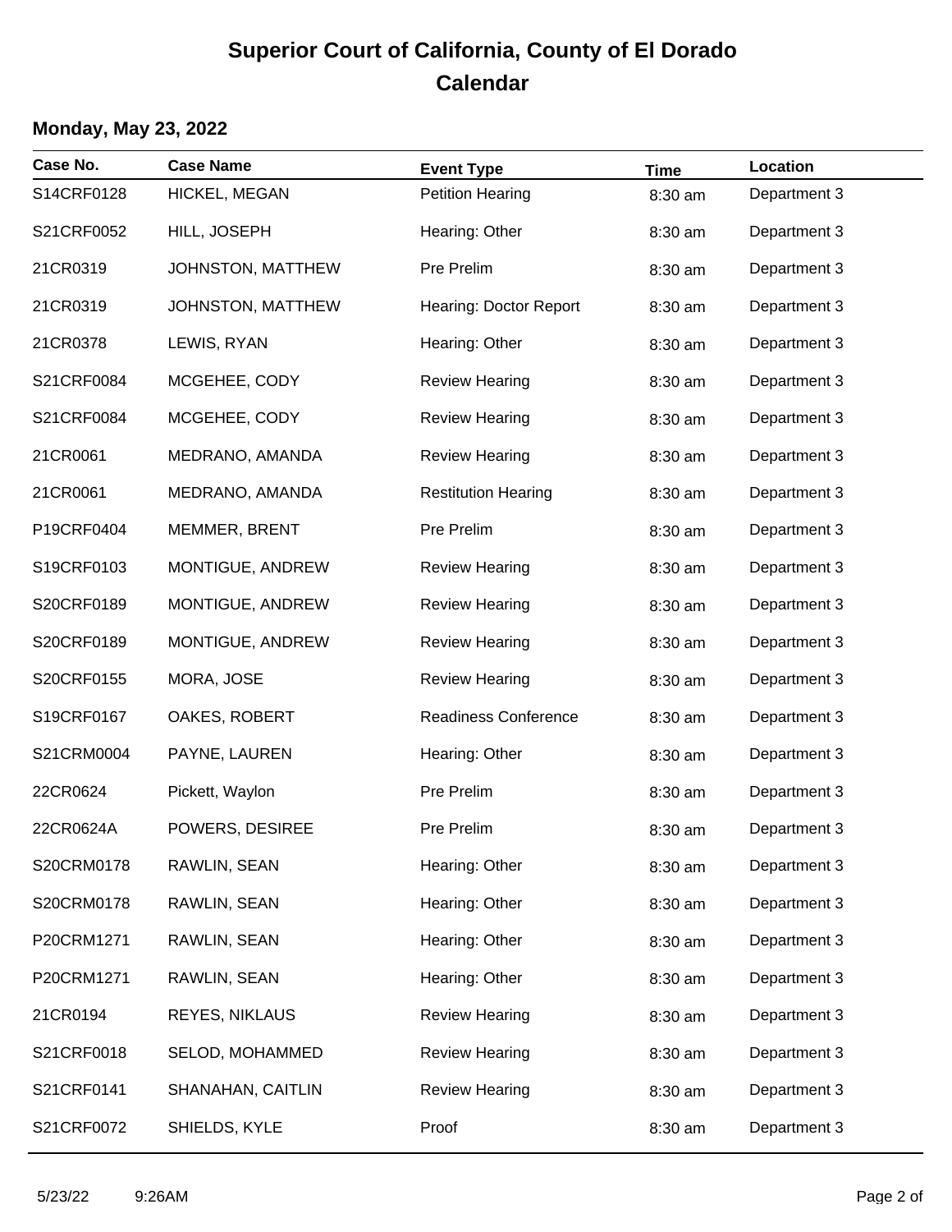# Superior Court of California, County of El Dorado
# Calendar

**Monday, May 23, 2022**

| Case No. | Case Name | Event Type | Time | Location |
|---|---|---|---|---|
| S14CRF0128 | HICKEL, MEGAN | Petition Hearing | 8:30 am | Department 3 |
| S21CRF0052 | HILL, JOSEPH | Hearing: Other | 8:30 am | Department 3 |
| 21CR0319 | JOHNSTON, MATTHEW | Pre Prelim | 8:30 am | Department 3 |
| 21CR0319 | JOHNSTON, MATTHEW | Hearing: Doctor Report | 8:30 am | Department 3 |
| 21CR0378 | LEWIS, RYAN | Hearing: Other | 8:30 am | Department 3 |
| S21CRF0084 | MCGEHEE, CODY | Review Hearing | 8:30 am | Department 3 |
| S21CRF0084 | MCGEHEE, CODY | Review Hearing | 8:30 am | Department 3 |
| 21CR0061 | MEDRANO, AMANDA | Review Hearing | 8:30 am | Department 3 |
| 21CR0061 | MEDRANO, AMANDA | Restitution Hearing | 8:30 am | Department 3 |
| P19CRF0404 | MEMMER, BRENT | Pre Prelim | 8:30 am | Department 3 |
| S19CRF0103 | MONTIGUE, ANDREW | Review Hearing | 8:30 am | Department 3 |
| S20CRF0189 | MONTIGUE, ANDREW | Review Hearing | 8:30 am | Department 3 |
| S20CRF0189 | MONTIGUE, ANDREW | Review Hearing | 8:30 am | Department 3 |
| S20CRF0155 | MORA, JOSE | Review Hearing | 8:30 am | Department 3 |
| S19CRF0167 | OAKES, ROBERT | Readiness Conference | 8:30 am | Department 3 |
| S21CRM0004 | PAYNE, LAUREN | Hearing: Other | 8:30 am | Department 3 |
| 22CR0624 | Pickett, Waylon | Pre Prelim | 8:30 am | Department 3 |
| 22CR0624A | POWERS, DESIREE | Pre Prelim | 8:30 am | Department 3 |
| S20CRM0178 | RAWLIN, SEAN | Hearing: Other | 8:30 am | Department 3 |
| S20CRM0178 | RAWLIN, SEAN | Hearing: Other | 8:30 am | Department 3 |
| P20CRM1271 | RAWLIN, SEAN | Hearing: Other | 8:30 am | Department 3 |
| P20CRM1271 | RAWLIN, SEAN | Hearing: Other | 8:30 am | Department 3 |
| 21CR0194 | REYES, NIKLAUS | Review Hearing | 8:30 am | Department 3 |
| S21CRF0018 | SELOD, MOHAMMED | Review Hearing | 8:30 am | Department 3 |
| S21CRF0141 | SHANAHAN, CAITLIN | Review Hearing | 8:30 am | Department 3 |
| S21CRF0072 | SHIELDS, KYLE | Proof | 8:30 am | Department 3 |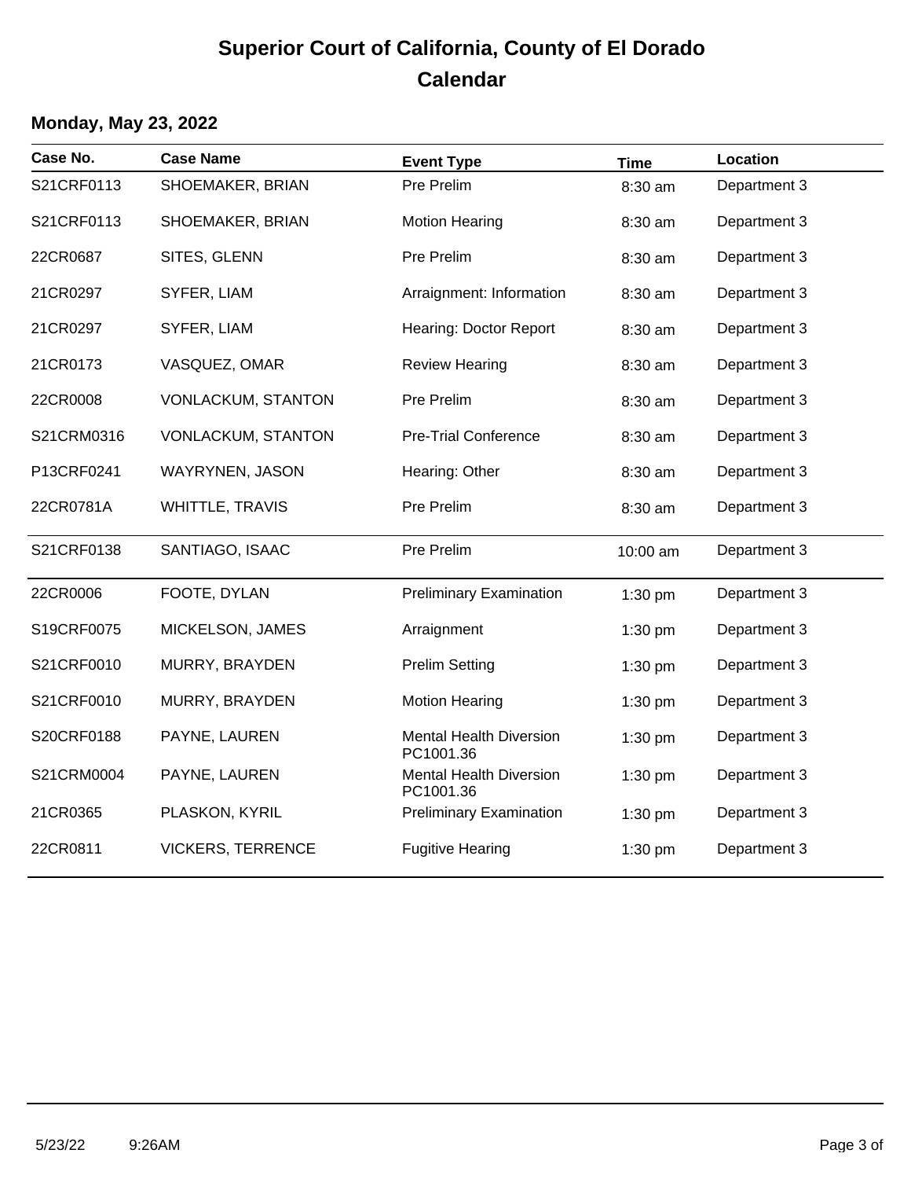# Superior Court of California, County of El Dorado
# Calendar

### Monday, May 23, 2022

| Case No. | Case Name | Event Type | Time | Location |
|---|---|---|---|---|
| S21CRF0113 | SHOEMAKER, BRIAN | Pre Prelim | 8:30 am | Department 3 |
| S21CRF0113 | SHOEMAKER, BRIAN | Motion Hearing | 8:30 am | Department 3 |
| 22CR0687 | SITES, GLENN | Pre Prelim | 8:30 am | Department 3 |
| 21CR0297 | SYFER, LIAM | Arraignment: Information | 8:30 am | Department 3 |
| 21CR0297 | SYFER, LIAM | Hearing: Doctor Report | 8:30 am | Department 3 |
| 21CR0173 | VASQUEZ, OMAR | Review Hearing | 8:30 am | Department 3 |
| 22CR0008 | VONLACKUM, STANTON | Pre Prelim | 8:30 am | Department 3 |
| S21CRM0316 | VONLACKUM, STANTON | Pre-Trial Conference | 8:30 am | Department 3 |
| P13CRF0241 | WAYRYNEN, JASON | Hearing: Other | 8:30 am | Department 3 |
| 22CR0781A | WHITTLE, TRAVIS | Pre Prelim | 8:30 am | Department 3 |
| S21CRF0138 | SANTIAGO, ISAAC | Pre Prelim | 10:00 am | Department 3 |
| 22CR0006 | FOOTE, DYLAN | Preliminary Examination | 1:30 pm | Department 3 |
| S19CRF0075 | MICKELSON, JAMES | Arraignment | 1:30 pm | Department 3 |
| S21CRF0010 | MURRY, BRAYDEN | Prelim Setting | 1:30 pm | Department 3 |
| S21CRF0010 | MURRY, BRAYDEN | Motion Hearing | 1:30 pm | Department 3 |
| S20CRF0188 | PAYNE, LAUREN | Mental Health Diversion PC1001.36 | 1:30 pm | Department 3 |
| S21CRM0004 | PAYNE, LAUREN | Mental Health Diversion PC1001.36 | 1:30 pm | Department 3 |
| 21CR0365 | PLASKON, KYRIL | Preliminary Examination | 1:30 pm | Department 3 |
| 22CR0811 | VICKERS, TERRENCE | Fugitive Hearing | 1:30 pm | Department 3 |

5/23/22 9:26AM